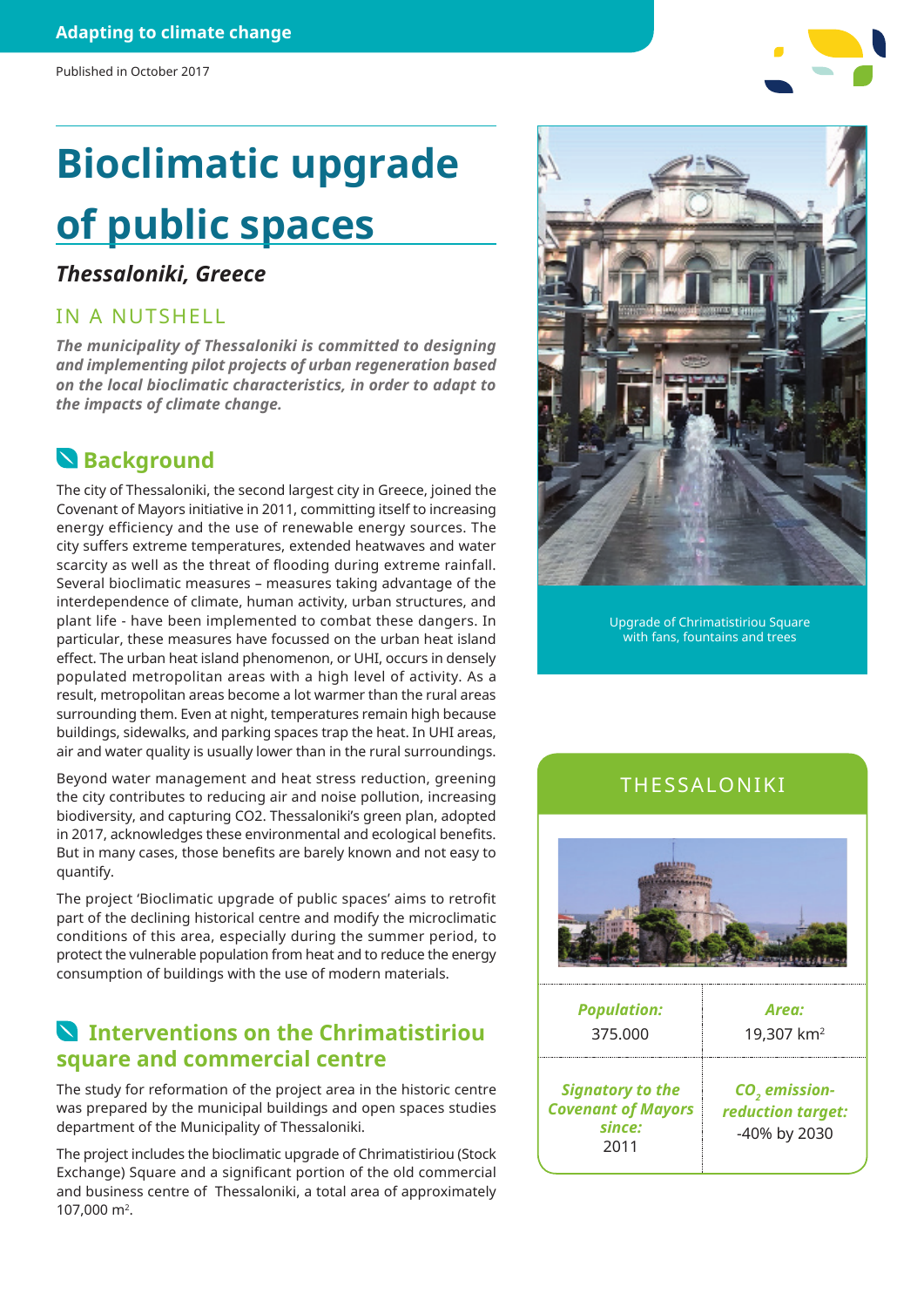Adapting to climate change

Published in October 2017

# Bioclimatic upgrade of public spaces

### *Thessaloniki, Greece*

## IN A NUTSHELL

***The municipality of Thessaloniki is committed to designing and implementing pilot projects of urban regeneration based on the local bioclimatic characteristics, in order to adapt to the impacts of climate change.***

## Background

The city of Thessaloniki, the second largest city in Greece, joined the Covenant of Mayors initiative in 2011, committing itself to increasing energy efficiency and the use of renewable energy sources. The city suffers extreme temperatures, extended heatwaves and water scarcity as well as the threat of flooding during extreme rainfall. Several bioclimatic measures – measures taking advantage of the interdependence of climate, human activity, urban structures, and plant life - have been implemented to combat these dangers. In particular, these measures have focussed on the urban heat island effect. The urban heat island phenomenon, or UHI, occurs in densely populated metropolitan areas with a high level of activity. As a result, metropolitan areas become a lot warmer than the rural areas surrounding them. Even at night, temperatures remain high because buildings, sidewalks, and parking spaces trap the heat. In UHI areas, air and water quality is usually lower than in the rural surroundings.

Beyond water management and heat stress reduction, greening the city contributes to reducing air and noise pollution, increasing biodiversity, and capturing CO2. Thessaloniki's green plan, adopted in 2017, acknowledges these environmental and ecological benefits. But in many cases, those benefits are barely known and not easy to quantify.

The project 'Bioclimatic upgrade of public spaces' aims to retrofit part of the declining historical centre and modify the microclimatic conditions of this area, especially during the summer period, to protect the vulnerable population from heat and to reduce the energy consumption of buildings with the use of modern materials.

## Interventions on the Chrimatistiriou square and commercial centre

The study for reformation of the project area in the historic centre was prepared by the municipal buildings and open spaces studies department of the Municipality of Thessaloniki.

The project includes the bioclimatic upgrade of Chrimatistiriou (Stock Exchange) Square and a significant portion of the old commercial and business centre of Thessaloniki, a total area of approximately 107,000 m$^2$.

Upgrade of Chrimatistiriou Square with fans, fountains and trees

## THESSALONIKI

| *Population:* | *Area:* |
|---|---|
| 375.000 | 19,307 km$^2$ |
| ***Signatory to the Covenant of Mayors since:*** 2011 | ***$CO_2$ emission-reduction target:*** -40% by 2030 |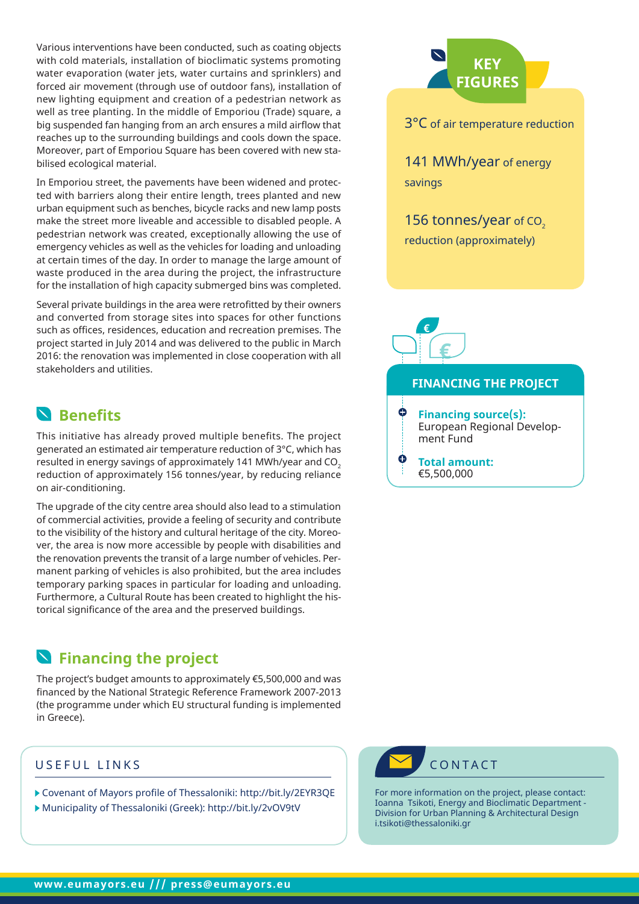Various interventions have been conducted, such as coating objects with cold materials, installation of bioclimatic systems promoting water evaporation (water jets, water curtains and sprinklers) and forced air movement (through use of outdoor fans), installation of new lighting equipment and creation of a pedestrian network as well as tree planting. In the middle of Emporiou (Trade) square, a big suspended fan hanging from an arch ensures a mild airflow that reaches up to the surrounding buildings and cools down the space. Moreover, part of Emporiou Square has been covered with new stabilised ecological material.

In Emporiou street, the pavements have been widened and protected with barriers along their entire length, trees planted and new urban equipment such as benches, bicycle racks and new lamp posts make the street more liveable and accessible to disabled people. A pedestrian network was created, exceptionally allowing the use of emergency vehicles as well as the vehicles for loading and unloading at certain times of the day. In order to manage the large amount of waste produced in the area during the project, the infrastructure for the installation of high capacity submerged bins was completed.

Several private buildings in the area were retrofitted by their owners and converted from storage sites into spaces for other functions such as offices, residences, education and recreation premises. The project started in July 2014 and was delivered to the public in March 2016: the renovation was implemented in close cooperation with all stakeholders and utilities.

## Benefits

This initiative has already proved multiple benefits. The project generated an estimated air temperature reduction of 3°C, which has resulted in energy savings of approximately 141 MWh/year and $CO_2$ reduction of approximately 156 tonnes/year, by reducing reliance on air-conditioning.

The upgrade of the city centre area should also lead to a stimulation of commercial activities, provide a feeling of security and contribute to the visibility of the history and cultural heritage of the city. Moreover, the area is now more accessible by people with disabilities and the renovation prevents the transit of a large number of vehicles. Permanent parking of vehicles is also prohibited, but the area includes temporary parking spaces in particular for loading and unloading. Furthermore, a Cultural Route has been created to highlight the historical significance of the area and the preserved buildings.

## Financing the project

The project's budget amounts to approximately €5,500,000 and was financed by the National Strategic Reference Framework 2007-2013 (the programme under which EU structural funding is implemented in Greece).

## KEY FIGURES

3°C of air temperature reduction

141 MWh/year of energy savings

156 tonnes/year of $CO_2$ reduction (approximately)

## FINANCING THE PROJECT

**Financing source(s):** European Regional Development Fund

**Total amount:** €5,500,000

## USEFUL LINKS

- Covenant of Mayors profile of Thessaloniki: http://bit.ly/2EYR3QE
- Municipality of Thessaloniki (Greek): http://bit.ly/2vOV9tV

## CONTACT

For more information on the project, please contact:
Ioanna Tsikoti, Energy and Bioclimatic Department - Division for Urban Planning & Architectural Design
i.tsikoti@thessaloniki.gr

**www.eumayors.eu /// press@eumayors.eu**